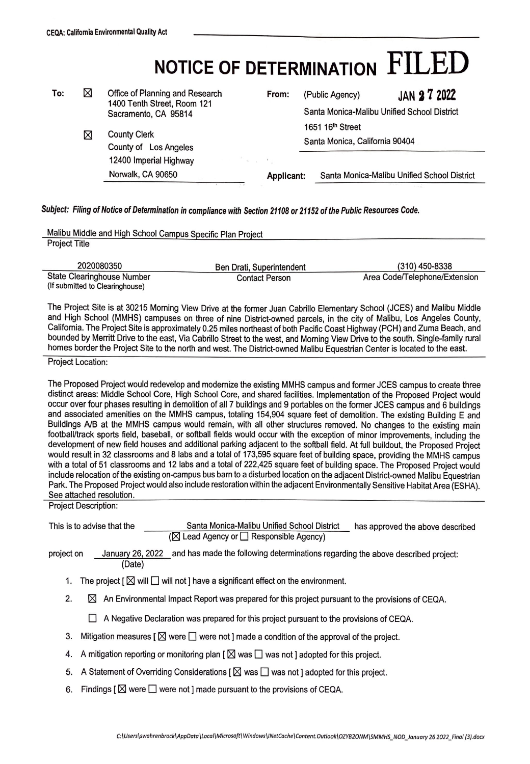CEQA: California Environmental Quality Act

# NOTICE OF DETERMINATION FILED

JAN 27 2022

| | | |
|---|---|---|
| **To:** ☒ Office of Planning and Research<br>1400 Tenth Street, Room 121<br>Sacramento, CA 95814 | **From:** | (Public Agency)<br>Santa Monica-Malibu Unified School District<br>1651 16th Street<br>Santa Monica, California 90404 |
| ☒ County Clerk<br>County of Los Angeles<br>12400 Imperial Highway<br>Norwalk, CA 90650 | **Applicant:** | Santa Monica-Malibu Unified School District |

***Subject: Filing of Notice of Determination in compliance with Section 21108 or 21152 of the Public Resources Code.***

Malibu Middle and High School Campus Specific Plan Project
Project Title

| 2020080350 | Ben Drati, Superintendent | (310) 450-8338 |
|---|---|---|
| State Clearinghouse Number<br>(If submitted to Clearinghouse) | Contact Person | Area Code/Telephone/Extension |

The Project Site is at 30215 Morning View Drive at the former Juan Cabrillo Elementary School (JCES) and Malibu Middle and High School (MMHS) campuses on three of nine District-owned parcels, in the city of Malibu, Los Angeles County, California. The Project Site is approximately 0.25 miles northeast of both Pacific Coast Highway (PCH) and Zuma Beach, and bounded by Merritt Drive to the east, Via Cabrillo Street to the west, and Morning View Drive to the south. Single-family rural homes border the Project Site to the north and west. The District-owned Malibu Equestrian Center is located to the east.

Project Location:

The Proposed Project would redevelop and modernize the existing MMHS campus and former JCES campus to create three distinct areas: Middle School Core, High School Core, and shared facilities. Implementation of the Proposed Project would occur over four phases resulting in demolition of all 7 buildings and 9 portables on the former JCES campus and 6 buildings and associated amenities on the MMHS campus, totaling 154,904 square feet of demolition. The existing Building E and Buildings A/B at the MMHS campus would remain, with all other structures removed. No changes to the existing main football/track sports field, baseball, or softball fields would occur with the exception of minor improvements, including the development of new field houses and additional parking adjacent to the softball field. At full buildout, the Proposed Project would result in 32 classrooms and 8 labs and a total of 173,595 square feet of building space, providing the MMHS campus with a total of 51 classrooms and 12 labs and a total of 222,425 square feet of building space. The Proposed Project would include relocation of the existing on-campus bus barn to a disturbed location on the adjacent District-owned Malibu Equestrian Park. The Proposed Project would also include restoration within the adjacent Environmentally Sensitive Habitat Area (ESHA). See attached resolution.

Project Description:

This is to advise that the Santa Monica-Malibu Unified School District (☒ Lead Agency or ☐ Responsible Agency) has approved the above described project on January 26, 2022 (Date) and has made the following determinations regarding the above described project:

1. The project [ ☒ will ☐ will not ] have a significant effect on the environment.
2. ☒ An Environmental Impact Report was prepared for this project pursuant to the provisions of CEQA.

   ☐ A Negative Declaration was prepared for this project pursuant to the provisions of CEQA.
3. Mitigation measures [ ☒ were ☐ were not ] made a condition of the approval of the project.
4. A mitigation reporting or monitoring plan [ ☒ was ☐ was not ] adopted for this project.
5. A Statement of Overriding Considerations [ ☒ was ☐ was not ] adopted for this project.
6. Findings [ ☒ were ☐ were not ] made pursuant to the provisions of CEQA.

*C:\Users\swahrenbrock\AppData\Local\Microsoft\Windows\INetCache\Content.Outlook\OZYB2ONM\SMMHS_NOD_January 26 2022_Final (3).docx*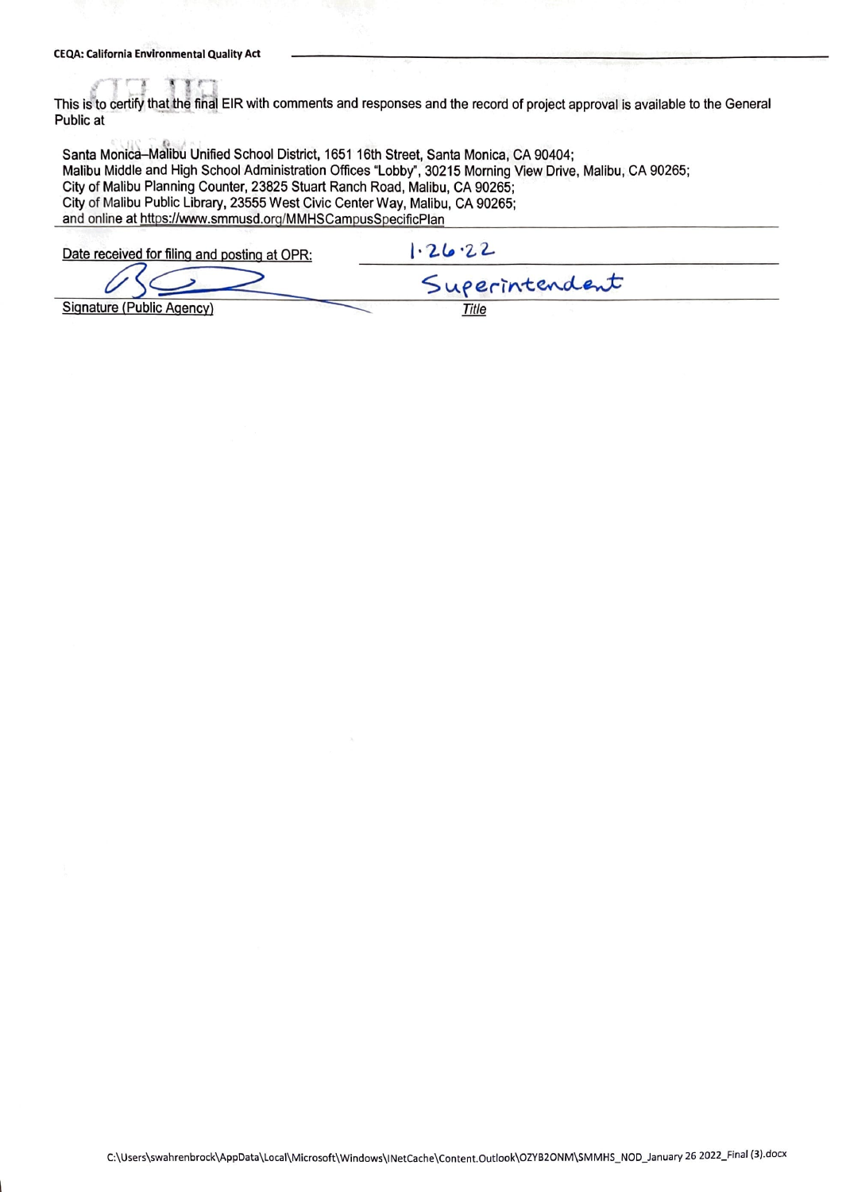This is to certify that the final EIR with comments and responses and the record of project approval is available to the General Public at

Santa Monica–Malibu Unified School District, 1651 16th Street, Santa Monica, CA 90404;
Malibu Middle and High School Administration Offices "Lobby", 30215 Morning View Drive, Malibu, CA 90265;
City of Malibu Planning Counter, 23825 Stuart Ranch Road, Malibu, CA 90265;
City of Malibu Public Library, 23555 West Civic Center Way, Malibu, CA 90265;
and online at https://www.smmusd.org/MMHSCampusSpecificPlan

Date received for filing and posting at OPR: 1·26·22

Signature (Public Agency) — Superintendent
Title

C:\Users\swahrenbrock\AppData\Local\Microsoft\Windows\INetCache\Content.Outlook\OZYB2ONM\SMMHS_NOD_January 26 2022_Final (3).docx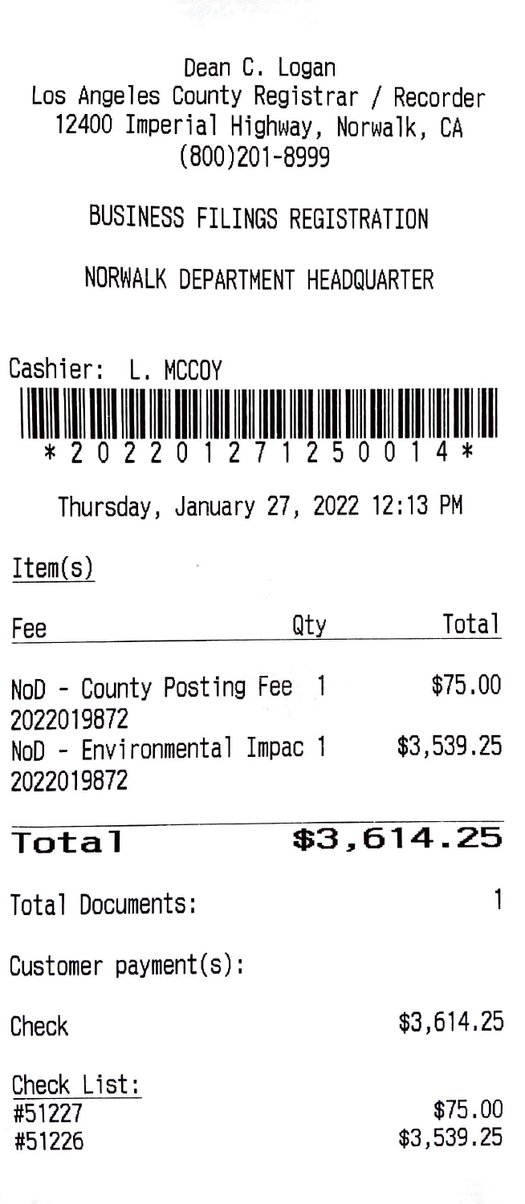Dean C. Logan
Los Angeles County Registrar / Recorder
12400 Imperial Highway, Norwalk, CA
(800)201-8999

BUSINESS FILINGS REGISTRATION

NORWALK DEPARTMENT HEADQUARTER

Cashier: L. MCCOY

*20220127125001 4*

Thursday, January 27, 2022 12:13 PM

Item(s)

| Fee | Qty | Total |
|---|---|---|
| NoD - County Posting Fee<br>2022019872 | 1 | $75.00 |
| NoD - Environmental Impac<br>2022019872 | 1 | $3,539.25 |

**Total $3,614.25**

Total Documents: 1

Customer payment(s):

Check $3,614.25

Check List:

| | |
|---|---|
| #51227 | $75.00 |
| #51226 | $3,539.25 |